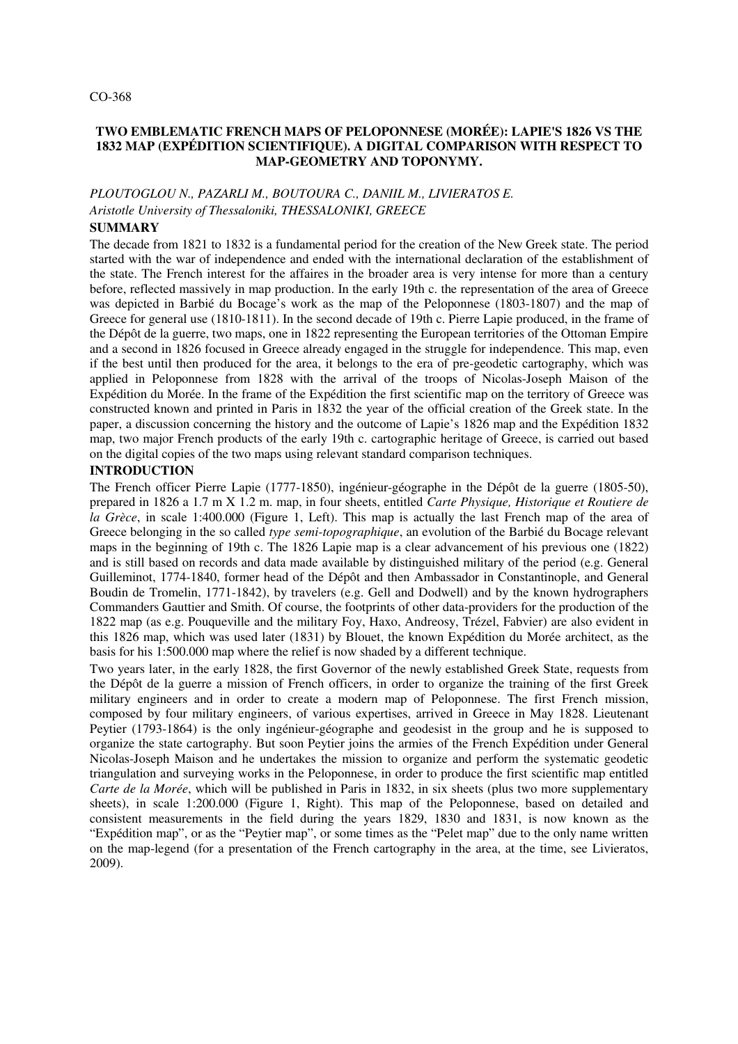CO-368

# TWO EMBLEMATIC FRENCH MAPS OF PELOPONNESE (MORÉE): LAPIE'S 1826 VS THE 1832 MAP (EXPÉDITION SCIENTIFIQUE). A DIGITAL COMPARISON WITH RESPECT TO MAP-GEOMETRY AND TOPONYMY.

*PLOUTOGLOU N., PAZARLI M., BOUTOURA C., DANIIL M., LIVIERATOS E.*

*Aristotle University of Thessaloniki, THESSALONIKI, GREECE*

## SUMMARY

The decade from 1821 to 1832 is a fundamental period for the creation of the New Greek state. The period started with the war of independence and ended with the international declaration of the establishment of the state. The French interest for the affaires in the broader area is very intense for more than a century before, reflected massively in map production. In the early 19th c. the representation of the area of Greece was depicted in Barbié du Bocage's work as the map of the Peloponnese (1803-1807) and the map of Greece for general use (1810-1811). In the second decade of 19th c. Pierre Lapie produced, in the frame of the Dépôt de la guerre, two maps, one in 1822 representing the European territories of the Ottoman Empire and a second in 1826 focused in Greece already engaged in the struggle for independence. This map, even if the best until then produced for the area, it belongs to the era of pre-geodetic cartography, which was applied in Peloponnese from 1828 with the arrival of the troops of Nicolas-Joseph Maison of the Expédition du Morée. In the frame of the Expédition the first scientific map on the territory of Greece was constructed known and printed in Paris in 1832 the year of the official creation of the Greek state. In the paper, a discussion concerning the history and the outcome of Lapie's 1826 map and the Expédition 1832 map, two major French products of the early 19th c. cartographic heritage of Greece, is carried out based on the digital copies of the two maps using relevant standard comparison techniques.

## INTRODUCTION

The French officer Pierre Lapie (1777-1850), ingénieur-géographe in the Dépôt de la guerre (1805-50), prepared in 1826 a 1.7 m X 1.2 m. map, in four sheets, entitled *Carte Physique, Historique et Routiere de la Grèce*, in scale 1:400.000 (Figure 1, Left). This map is actually the last French map of the area of Greece belonging in the so called *type semi-topographique*, an evolution of the Barbié du Bocage relevant maps in the beginning of 19th c. The 1826 Lapie map is a clear advancement of his previous one (1822) and is still based on records and data made available by distinguished military of the period (e.g. General Guilleminot, 1774-1840, former head of the Dépôt and then Ambassador in Constantinople, and General Boudin de Tromelin, 1771-1842), by travelers (e.g. Gell and Dodwell) and by the known hydrographers Commanders Gauttier and Smith. Of course, the footprints of other data-providers for the production of the 1822 map (as e.g. Pouqueville and the military Foy, Haxo, Andreosy, Trézel, Fabvier) are also evident in this 1826 map, which was used later (1831) by Blouet, the known Expédition du Morée architect, as the basis for his 1:500.000 map where the relief is now shaded by a different technique.

Two years later, in the early 1828, the first Governor of the newly established Greek State, requests from the Dépôt de la guerre a mission of French officers, in order to organize the training of the first Greek military engineers and in order to create a modern map of Peloponnese. The first French mission, composed by four military engineers, of various expertises, arrived in Greece in May 1828. Lieutenant Peytier (1793-1864) is the only ingénieur-géographe and geodesist in the group and he is supposed to organize the state cartography. But soon Peytier joins the armies of the French Expédition under General Nicolas-Joseph Maison and he undertakes the mission to organize and perform the systematic geodetic triangulation and surveying works in the Peloponnese, in order to produce the first scientific map entitled *Carte de la Morée*, which will be published in Paris in 1832, in six sheets (plus two more supplementary sheets), in scale 1:200.000 (Figure 1, Right). This map of the Peloponnese, based on detailed and consistent measurements in the field during the years 1829, 1830 and 1831, is now known as the "Expédition map", or as the "Peytier map", or some times as the "Pelet map" due to the only name written on the map-legend (for a presentation of the French cartography in the area, at the time, see Livieratos, 2009).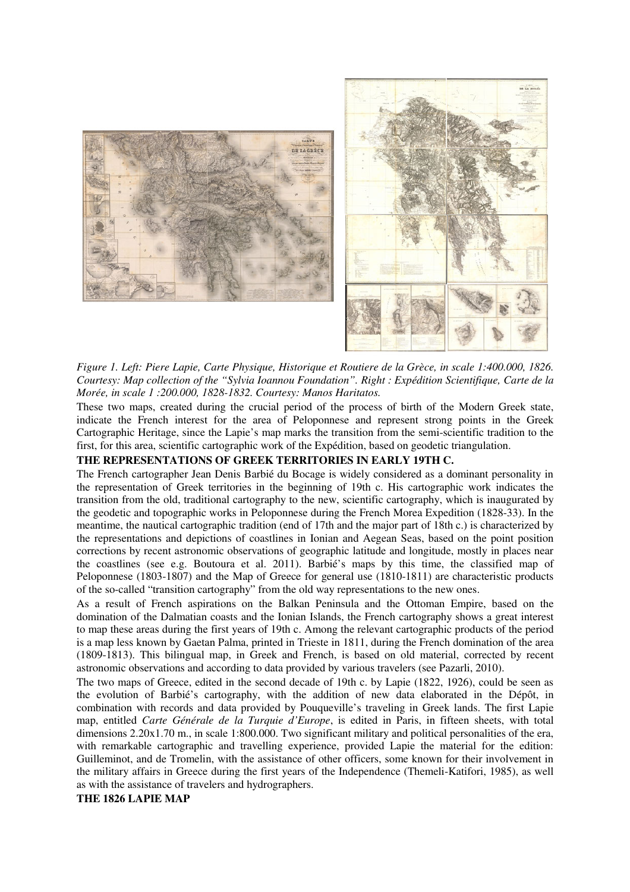*Figure 1. Left: Piere Lapie, Carte Physique, Historique et Routiere de la Grèce, in scale 1:400.000, 1826. Courtesy: Map collection of the "Sylvia Ioannou Foundation". Right : Expédition Scientifique, Carte de la Morée, in scale 1 :200.000, 1828-1832. Courtesy: Manos Haritatos.*

These two maps, created during the crucial period of the process of birth of the Modern Greek state, indicate the French interest for the area of Peloponnese and represent strong points in the Greek Cartographic Heritage, since the Lapie's map marks the transition from the semi-scientific tradition to the first, for this area, scientific cartographic work of the Expédition, based on geodetic triangulation.

**THE REPRESENTATIONS OF GREEK TERRITORIES IN EARLY 19TH C.**

The French cartographer Jean Denis Barbié du Bocage is widely considered as a dominant personality in the representation of Greek territories in the beginning of 19th c. His cartographic work indicates the transition from the old, traditional cartography to the new, scientific cartography, which is inaugurated by the geodetic and topographic works in Peloponnese during the French Morea Expedition (1828-33). In the meantime, the nautical cartographic tradition (end of 17th and the major part of 18th c.) is characterized by the representations and depictions of coastlines in Ionian and Aegean Seas, based on the point position corrections by recent astronomic observations of geographic latitude and longitude, mostly in places near the coastlines (see e.g. Boutoura et al. 2011). Barbié's maps by this time, the classified map of Peloponnese (1803-1807) and the Map of Greece for general use (1810-1811) are characteristic products of the so-called "transition cartography" from the old way representations to the new ones.

As a result of French aspirations on the Balkan Peninsula and the Ottoman Empire, based on the domination of the Dalmatian coasts and the Ionian Islands, the French cartography shows a great interest to map these areas during the first years of 19th c. Among the relevant cartographic products of the period is a map less known by Gaetan Palma, printed in Trieste in 1811, during the French domination of the area (1809-1813). This bilingual map, in Greek and French, is based on old material, corrected by recent astronomic observations and according to data provided by various travelers (see Pazarli, 2010).

The two maps of Greece, edited in the second decade of 19th c. by Lapie (1822, 1926), could be seen as the evolution of Barbié's cartography, with the addition of new data elaborated in the Dépôt, in combination with records and data provided by Pouqueville's traveling in Greek lands. The first Lapie map, entitled *Carte Générale de la Turquie d'Europe*, is edited in Paris, in fifteen sheets, with total dimensions 2.20x1.70 m., in scale 1:800.000. Two significant military and political personalities of the era, with remarkable cartographic and travelling experience, provided Lapie the material for the edition: Guilleminot, and de Tromelin, with the assistance of other officers, some known for their involvement in the military affairs in Greece during the first years of the Independence (Themeli-Katifori, 1985), as well as with the assistance of travelers and hydrographers.

**THE 1826 LAPIE MAP**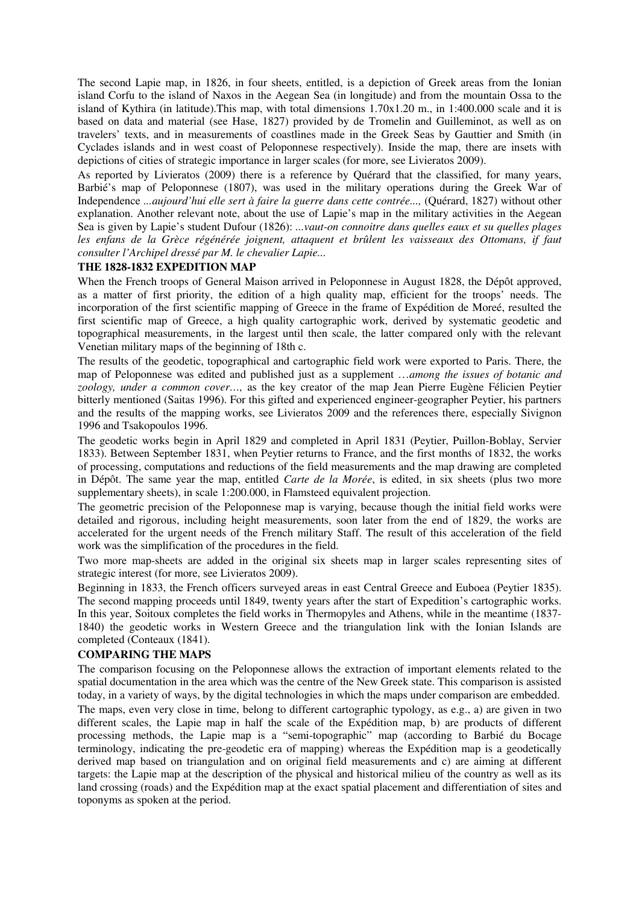The second Lapie map, in 1826, in four sheets, entitled, is a depiction of Greek areas from the Ionian island Corfu to the island of Naxos in the Aegean Sea (in longitude) and from the mountain Ossa to the island of Kythira (in latitude).This map, with total dimensions 1.70x1.20 m., in 1:400.000 scale and it is based on data and material (see Hase, 1827) provided by de Tromelin and Guilleminot, as well as on travelers' texts, and in measurements of coastlines made in the Greek Seas by Gauttier and Smith (in Cyclades islands and in west coast of Peloponnese respectively). Inside the map, there are insets with depictions of cities of strategic importance in larger scales (for more, see Livieratos 2009).

As reported by Livieratos (2009) there is a reference by Quérard that the classified, for many years, Barbié's map of Peloponnese (1807), was used in the military operations during the Greek War of Independence *...aujourd'hui elle sert à faire la guerre dans cette contrée...,* (Quérard, 1827) without other explanation. Another relevant note, about the use of Lapie's map in the military activities in the Aegean Sea is given by Lapie's student Dufour (1826): *...vaut-on connoitre dans quelles eaux et su quelles plages les enfans de la Grèce régénérée joignent, attaquent et brûlent les vaisseaux des Ottomans, if faut consulter l'Archipel dressé par M. le chevalier Lapie...*

**THE 1828-1832 EXPEDITION MAP**

When the French troops of General Maison arrived in Peloponnese in August 1828, the Dépôt approved, as a matter of first priority, the edition of a high quality map, efficient for the troops' needs. The incorporation of the first scientific mapping of Greece in the frame of Expédition de Moreé, resulted the first scientific map of Greece, a high quality cartographic work, derived by systematic geodetic and topographical measurements, in the largest until then scale, the latter compared only with the relevant Venetian military maps of the beginning of 18th c.

The results of the geodetic, topographical and cartographic field work were exported to Paris. There, the map of Peloponnese was edited and published just as a supplement *…among the issues of botanic and zoology, under a common cover…,* as the key creator of the map Jean Pierre Eugène Félicien Peytier bitterly mentioned (Saitas 1996). For this gifted and experienced engineer-geographer Peytier, his partners and the results of the mapping works, see Livieratos 2009 and the references there, especially Sivignon 1996 and Tsakopoulos 1996.

The geodetic works begin in April 1829 and completed in April 1831 (Peytier, Puillon-Boblay, Servier 1833). Between September 1831, when Peytier returns to France, and the first months of 1832, the works of processing, computations and reductions of the field measurements and the map drawing are completed in Dépôt. The same year the map, entitled *Carte de la Morée*, is edited, in six sheets (plus two more supplementary sheets), in scale 1:200.000, in Flamsteed equivalent projection.

The geometric precision of the Peloponnese map is varying, because though the initial field works were detailed and rigorous, including height measurements, soon later from the end of 1829, the works are accelerated for the urgent needs of the French military Staff. The result of this acceleration of the field work was the simplification of the procedures in the field.

Two more map-sheets are added in the original six sheets map in larger scales representing sites of strategic interest (for more, see Livieratos 2009).

Beginning in 1833, the French officers surveyed areas in east Central Greece and Euboea (Peytier 1835). The second mapping proceeds until 1849, twenty years after the start of Expedition's cartographic works. In this year, Soitoux completes the field works in Thermopyles and Athens, while in the meantime (1837-1840) the geodetic works in Western Greece and the triangulation link with the Ionian Islands are completed (Conteaux (1841).

**COMPARING THE MAPS**

The comparison focusing on the Peloponnese allows the extraction of important elements related to the spatial documentation in the area which was the centre of the New Greek state. This comparison is assisted today, in a variety of ways, by the digital technologies in which the maps under comparison are embedded.

The maps, even very close in time, belong to different cartographic typology, as e.g., a) are given in two different scales, the Lapie map in half the scale of the Expédition map, b) are products of different processing methods, the Lapie map is a "semi-topographic" map (according to Barbié du Bocage terminology, indicating the pre-geodetic era of mapping) whereas the Expédition map is a geodetically derived map based on triangulation and on original field measurements and c) are aiming at different targets: the Lapie map at the description of the physical and historical milieu of the country as well as its land crossing (roads) and the Expédition map at the exact spatial placement and differentiation of sites and toponyms as spoken at the period.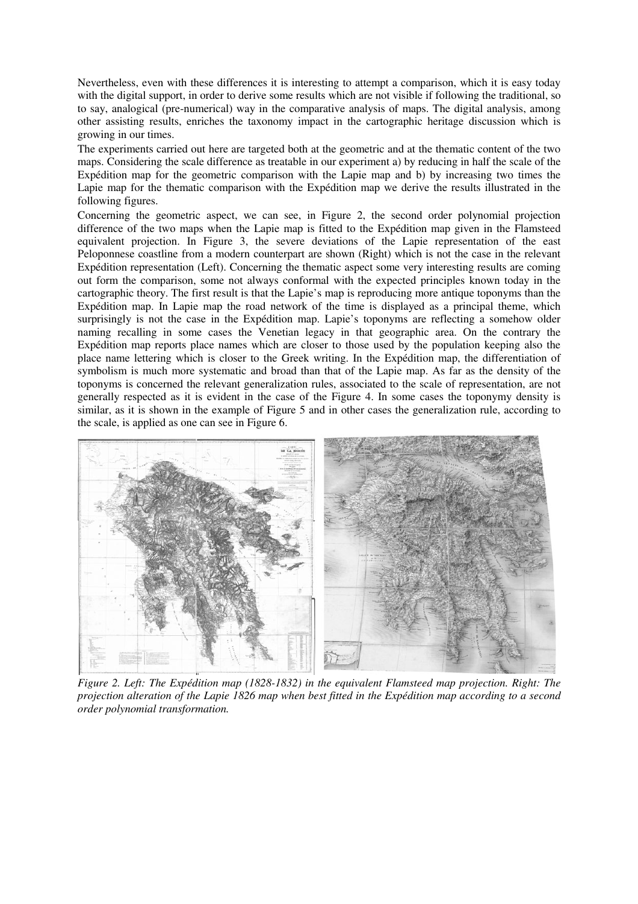Nevertheless, even with these differences it is interesting to attempt a comparison, which it is easy today with the digital support, in order to derive some results which are not visible if following the traditional, so to say, analogical (pre-numerical) way in the comparative analysis of maps. The digital analysis, among other assisting results, enriches the taxonomy impact in the cartographic heritage discussion which is growing in our times.

The experiments carried out here are targeted both at the geometric and at the thematic content of the two maps. Considering the scale difference as treatable in our experiment a) by reducing in half the scale of the Expédition map for the geometric comparison with the Lapie map and b) by increasing two times the Lapie map for the thematic comparison with the Expédition map we derive the results illustrated in the following figures.

Concerning the geometric aspect, we can see, in Figure 2, the second order polynomial projection difference of the two maps when the Lapie map is fitted to the Expédition map given in the Flamsteed equivalent projection. In Figure 3, the severe deviations of the Lapie representation of the east Peloponnese coastline from a modern counterpart are shown (Right) which is not the case in the relevant Expédition representation (Left). Concerning the thematic aspect some very interesting results are coming out form the comparison, some not always conformal with the expected principles known today in the cartographic theory. The first result is that the Lapie's map is reproducing more antique toponyms than the Expédition map. In Lapie map the road network of the time is displayed as a principal theme, which surprisingly is not the case in the Expédition map. Lapie's toponyms are reflecting a somehow older naming recalling in some cases the Venetian legacy in that geographic area. On the contrary the Expédition map reports place names which are closer to those used by the population keeping also the place name lettering which is closer to the Greek writing. In the Expédition map, the differentiation of symbolism is much more systematic and broad than that of the Lapie map. As far as the density of the toponyms is concerned the relevant generalization rules, associated to the scale of representation, are not generally respected as it is evident in the case of the Figure 4. In some cases the toponymy density is similar, as it is shown in the example of Figure 5 and in other cases the generalization rule, according to the scale, is applied as one can see in Figure 6.

*Figure 2. Left: The Expédition map (1828-1832) in the equivalent Flamsteed map projection. Right: The projection alteration of the Lapie 1826 map when best fitted in the Expédition map according to a second order polynomial transformation.*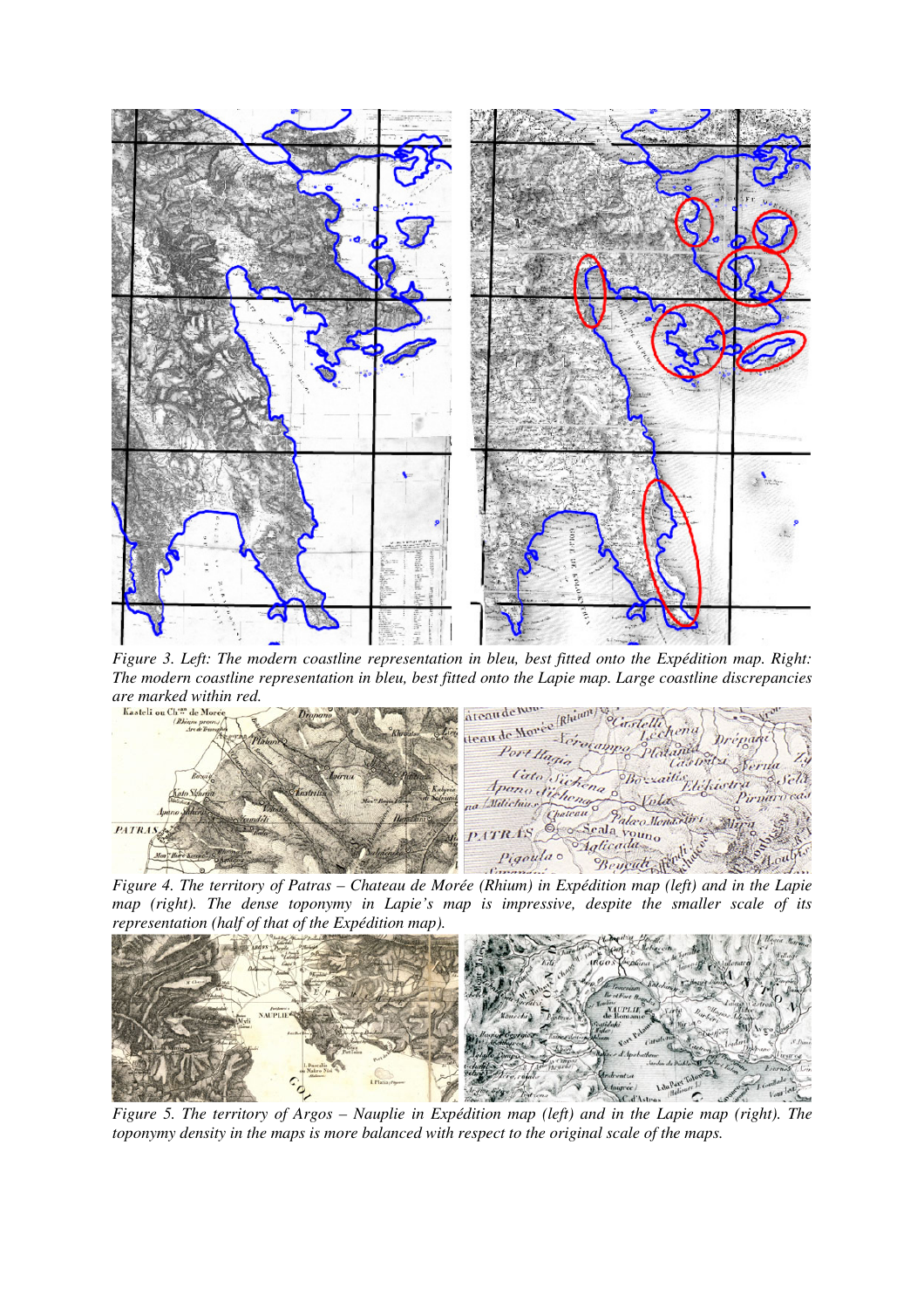*Figure 3. Left: The modern coastline representation in bleu, best fitted onto the Expédition map. Right: The modern coastline representation in bleu, best fitted onto the Lapie map. Large coastline discrepancies are marked within red.*

*Figure 4. The territory of Patras – Chateau de Morée (Rhium) in Expédition map (left) and in the Lapie map (right). The dense toponymy in Lapie's map is impressive, despite the smaller scale of its representation (half of that of the Expédition map).*

*Figure 5. The territory of Argos – Nauplie in Expédition map (left) and in the Lapie map (right). The toponymy density in the maps is more balanced with respect to the original scale of the maps.*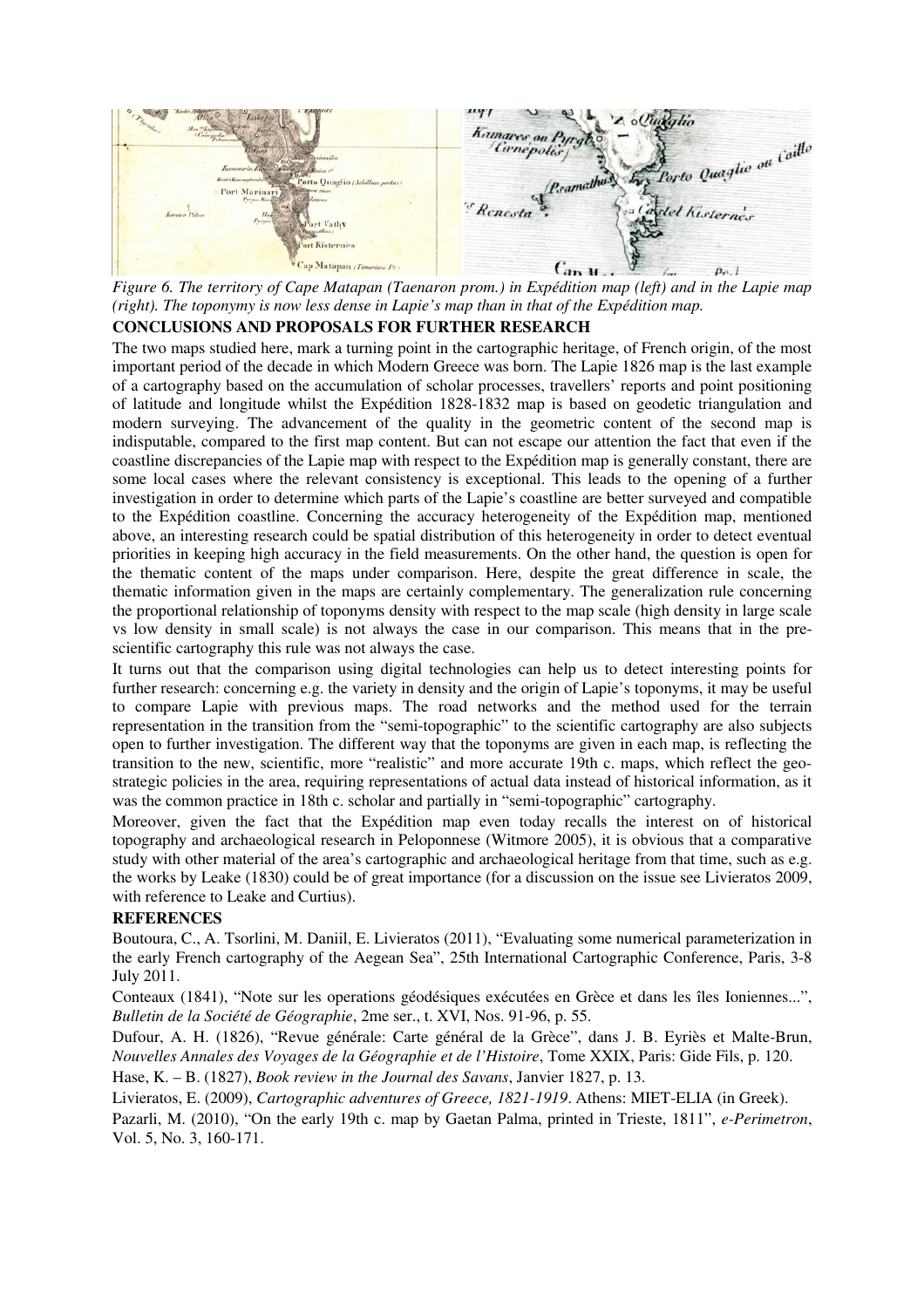*Figure 6. The territory of Cape Matapan (Taenaron prom.) in Expédition map (left) and in the Lapie map (right). The toponymy is now less dense in Lapie's map than in that of the Expédition map.*

**CONCLUSIONS AND PROPOSALS FOR FURTHER RESEARCH**

The two maps studied here, mark a turning point in the cartographic heritage, of French origin, of the most important period of the decade in which Modern Greece was born. The Lapie 1826 map is the last example of a cartography based on the accumulation of scholar processes, travellers' reports and point positioning of latitude and longitude whilst the Expédition 1828-1832 map is based on geodetic triangulation and modern surveying. The advancement of the quality in the geometric content of the second map is indisputable, compared to the first map content. But can not escape our attention the fact that even if the coastline discrepancies of the Lapie map with respect to the Expédition map is generally constant, there are some local cases where the relevant consistency is exceptional. This leads to the opening of a further investigation in order to determine which parts of the Lapie's coastline are better surveyed and compatible to the Expédition coastline. Concerning the accuracy heterogeneity of the Expédition map, mentioned above, an interesting research could be spatial distribution of this heterogeneity in order to detect eventual priorities in keeping high accuracy in the field measurements. On the other hand, the question is open for the thematic content of the maps under comparison. Here, despite the great difference in scale, the thematic information given in the maps are certainly complementary. The generalization rule concerning the proportional relationship of toponyms density with respect to the map scale (high density in large scale vs low density in small scale) is not always the case in our comparison. This means that in the pre-scientific cartography this rule was not always the case.

It turns out that the comparison using digital technologies can help us to detect interesting points for further research: concerning e.g. the variety in density and the origin of Lapie's toponyms, it may be useful to compare Lapie with previous maps. The road networks and the method used for the terrain representation in the transition from the "semi-topographic" to the scientific cartography are also subjects open to further investigation. The different way that the toponyms are given in each map, is reflecting the transition to the new, scientific, more "realistic" and more accurate 19th c. maps, which reflect the geo-strategic policies in the area, requiring representations of actual data instead of historical information, as it was the common practice in 18th c. scholar and partially in "semi-topographic" cartography.

Moreover, given the fact that the Expédition map even today recalls the interest on of historical topography and archaeological research in Peloponnese (Witmore 2005), it is obvious that a comparative study with other material of the area's cartographic and archaeological heritage from that time, such as e.g. the works by Leake (1830) could be of great importance (for a discussion on the issue see Livieratos 2009, with reference to Leake and Curtius).

**REFERENCES**

Boutoura, C., A. Tsorlini, M. Daniil, E. Livieratos (2011), "Evaluating some numerical parameterization in the early French cartography of the Aegean Sea", 25th International Cartographic Conference, Paris, 3-8 July 2011.

Conteaux (1841), "Note sur les operations géodésiques exécutées en Grèce et dans les îles Ioniennes...", *Bulletin de la Société de Géographie*, 2me ser., t. XVI, Nos. 91-96, p. 55.

Dufour, A. H. (1826), "Revue générale: Carte général de la Grèce", dans J. B. Eyriès et Malte-Brun, *Nouvelles Annales des Voyages de la Géographie et de l'Histoire*, Tome XXIX, Paris: Gide Fils, p. 120.

Hase, K. – B. (1827), *Book review in the Journal des Savans*, Janvier 1827, p. 13.

Livieratos, E. (2009), *Cartographic adventures of Greece, 1821-1919*. Athens: MIET-ELIA (in Greek).

Pazarli, M. (2010), "On the early 19th c. map by Gaetan Palma, printed in Trieste, 1811", *e-Perimetron*, Vol. 5, No. 3, 160-171.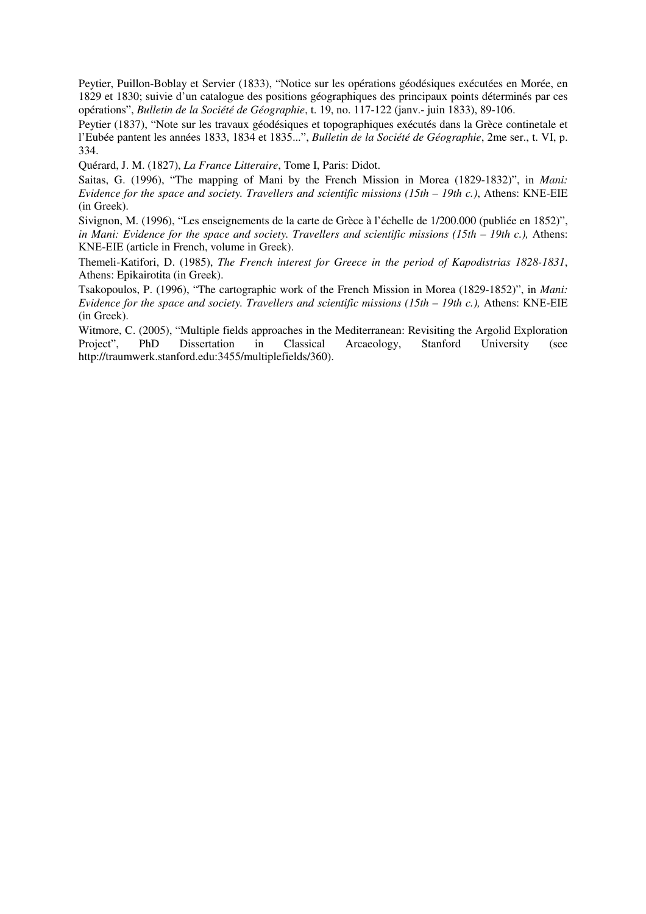Peytier, Puillon-Boblay et Servier (1833), “Notice sur les opérations géodésiques exécutées en Morée, en 1829 et 1830; suivie d'un catalogue des positions géographiques des principaux points déterminés par ces opérations”, *Bulletin de la Société de Géographie*, t. 19, no. 117-122 (janv.- juin 1833), 89-106.

Peytier (1837), “Note sur les travaux géodésiques et topographiques exécutés dans la Grèce continetale et l'Eubée pantent les années 1833, 1834 et 1835...”, *Bulletin de la Société de Géographie*, 2me ser., t. VI, p. 334.

Quérard, J. M. (1827), *La France Litteraire*, Tome I, Paris: Didot.

Saitas, G. (1996), “The mapping of Mani by the French Mission in Morea (1829-1832)”, in *Mani: Evidence for the space and society. Travellers and scientific missions (15th – 19th c.)*, Athens: KNE-EIE (in Greek).

Sivignon, M. (1996), “Les enseignements de la carte de Grèce à l'échelle de 1/200.000 (publiée en 1852)”, *in Mani: Evidence for the space and society. Travellers and scientific missions (15th – 19th c.),* Athens: KNE-EIE (article in French, volume in Greek).

Themeli-Katifori, D. (1985), *The French interest for Greece in the period of Kapodistrias 1828-1831*, Athens: Epikairotita (in Greek).

Tsakopoulos, P. (1996), “The cartographic work of the French Mission in Morea (1829-1852)”, in *Mani: Evidence for the space and society. Travellers and scientific missions (15th – 19th c.),* Athens: KNE-EIE (in Greek).

Witmore, C. (2005), “Multiple fields approaches in the Mediterranean: Revisiting the Argolid Exploration Project”, PhD Dissertation in Classical Arcaeology, Stanford University (see http://traumwerk.stanford.edu:3455/multiplefields/360).